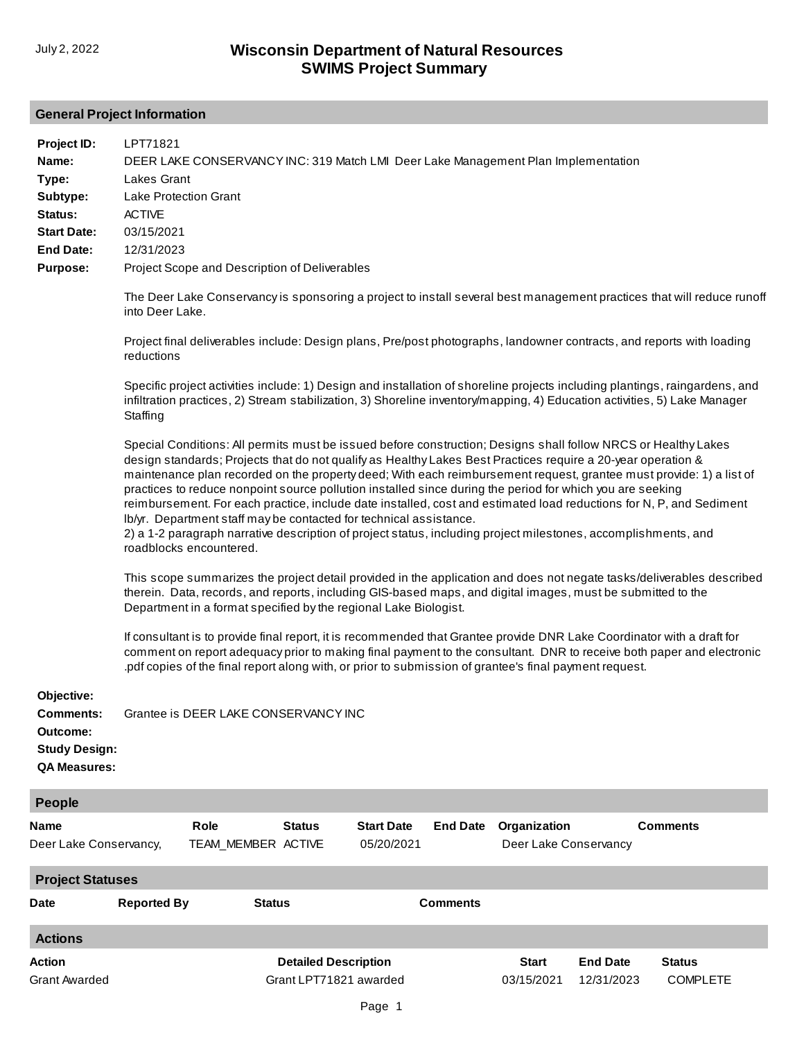July 2, 2022

# Wisconsin Department of Natural Resources
# SWIMS Project Summary

## General Project Information

**Project ID:** LPT71821

**Name:** DEER LAKE CONSERVANCY INC: 319 Match LMI Deer Lake Management Plan Implementation

**Type:** Lakes Grant

**Subtype:** Lake Protection Grant

**Status:** ACTIVE

**Start Date:** 03/15/2021

**End Date:** 12/31/2023

**Purpose:** Project Scope and Description of Deliverables

The Deer Lake Conservancy is sponsoring a project to install several best management practices that will reduce runoff into Deer Lake.

Project final deliverables include: Design plans, Pre/post photographs, landowner contracts, and reports with loading reductions

Specific project activities include: 1) Design and installation of shoreline projects including plantings, raingardens, and infiltration practices, 2) Stream stabilization, 3) Shoreline inventory/mapping, 4) Education activities, 5) Lake Manager Staffing

Special Conditions: All permits must be issued before construction; Designs shall follow NRCS or Healthy Lakes design standards; Projects that do not qualify as Healthy Lakes Best Practices require a 20-year operation & maintenance plan recorded on the property deed; With each reimbursement request, grantee must provide: 1) a list of practices to reduce nonpoint source pollution installed since during the period for which you are seeking reimbursement. For each practice, include date installed, cost and estimated load reductions for N, P, and Sediment lb/yr. Department staff may be contacted for technical assistance.
2) a 1-2 paragraph narrative description of project status, including project milestones, accomplishments, and roadblocks encountered.

This scope summarizes the project detail provided in the application and does not negate tasks/deliverables described therein. Data, records, and reports, including GIS-based maps, and digital images, must be submitted to the Department in a format specified by the regional Lake Biologist.

If consultant is to provide final report, it is recommended that Grantee provide DNR Lake Coordinator with a draft for comment on report adequacy prior to making final payment to the consultant. DNR to receive both paper and electronic .pdf copies of the final report along with, or prior to submission of grantee's final payment request.

**Objective:**

**Comments:** Grantee is DEER LAKE CONSERVANCY INC

**Outcome:**

**Study Design:**

**QA Measures:**

## People

| Name | Role | Status | Start Date | End Date | Organization | Comments |
|---|---|---|---|---|---|---|
| Deer Lake Conservancy, | TEAM_MEMBER | ACTIVE | 05/20/2021 | | Deer Lake Conservancy | |

## Project Statuses

| Date | Reported By | Status | Comments |
|---|---|---|---|

## Actions

| Action | Detailed Description | Start | End Date | Status |
|---|---|---|---|---|
| Grant Awarded | Grant LPT71821 awarded | 03/15/2021 | 12/31/2023 | COMPLETE |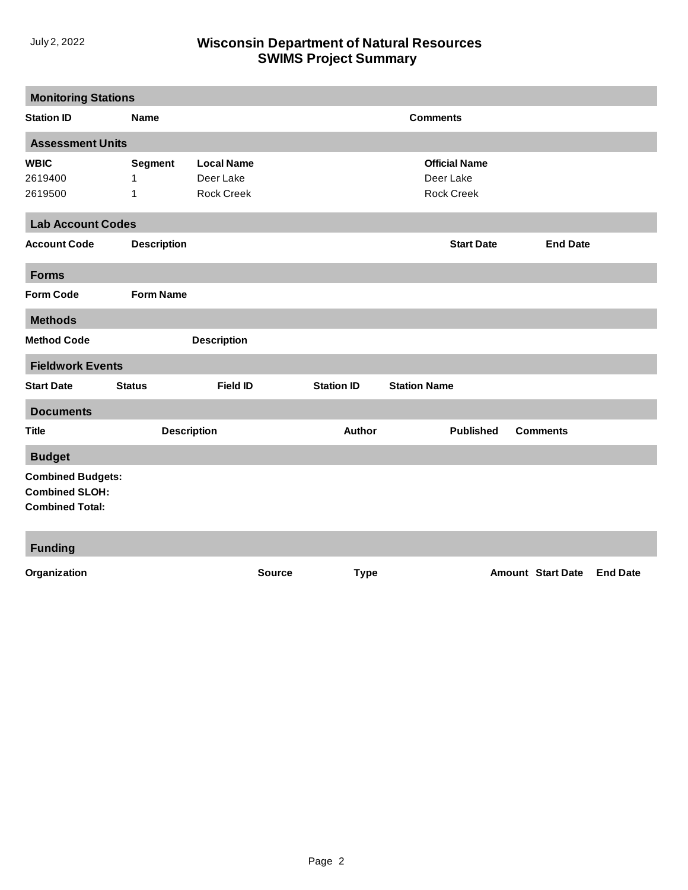## Monitoring Stations

| Station ID | Name | Comments |
|---|---|---|

## Assessment Units

| WBIC | Segment | Local Name | Official Name |
|---|---|---|---|
| 2619400 | 1 | Deer Lake | Deer Lake |
| 2619500 | 1 | Rock Creek | Rock Creek |

## Lab Account Codes

| Account Code | Description | Start Date | End Date |
|---|---|---|---|

## Forms

| Form Code | Form Name |
|---|---|

## Methods

| Method Code | Description |
|---|---|

## Fieldwork Events

| Start Date | Status | Field ID | Station ID | Station Name |
|---|---|---|---|---|

## Documents

| Title | Description | Author | Published | Comments |
|---|---|---|---|---|

## Budget

**Combined Budgets:**

**Combined SLOH:**

**Combined Total:**

## Funding

| Organization | Source | Type | Amount | Start Date | End Date |
|---|---|---|---|---|---|